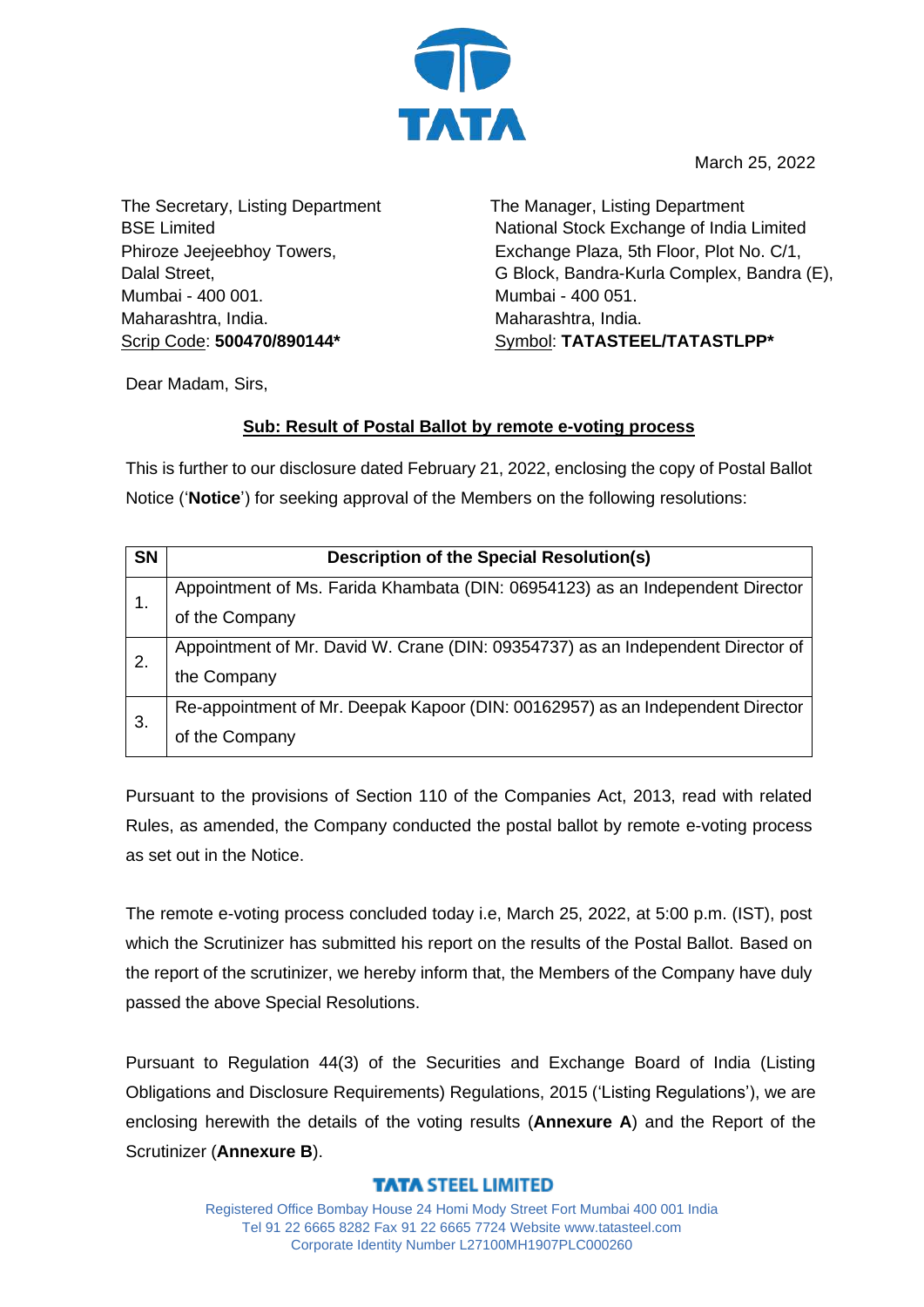March 25, 2022

The Secretary, Listing Department
BSE Limited
Phiroze Jeejeebhoy Towers,
Dalal Street,
Mumbai - 400 001.
Maharashtra, India.
Scrip Code: **500470/890144***

The Manager, Listing Department
National Stock Exchange of India Limited
Exchange Plaza, 5th Floor, Plot No. C/1,
G Block, Bandra-Kurla Complex, Bandra (E),
Mumbai - 400 051.
Maharashtra, India.
Symbol: **TATASTEEL/TATASTLPP***

Dear Madam, Sirs,

**Sub: Result of Postal Ballot by remote e-voting process**

This is further to our disclosure dated February 21, 2022, enclosing the copy of Postal Ballot Notice ('**Notice**') for seeking approval of the Members on the following resolutions:

| SN | Description of the Special Resolution(s) |
|---|---|
| 1. | Appointment of Ms. Farida Khambata (DIN: 06954123) as an Independent Director of the Company |
| 2. | Appointment of Mr. David W. Crane (DIN: 09354737) as an Independent Director of the Company |
| 3. | Re-appointment of Mr. Deepak Kapoor (DIN: 00162957) as an Independent Director of the Company |

Pursuant to the provisions of Section 110 of the Companies Act, 2013, read with related Rules, as amended, the Company conducted the postal ballot by remote e-voting process as set out in the Notice.

The remote e-voting process concluded today i.e, March 25, 2022, at 5:00 p.m. (IST), post which the Scrutinizer has submitted his report on the results of the Postal Ballot. Based on the report of the scrutinizer, we hereby inform that, the Members of the Company have duly passed the above Special Resolutions.

Pursuant to Regulation 44(3) of the Securities and Exchange Board of India (Listing Obligations and Disclosure Requirements) Regulations, 2015 ('Listing Regulations'), we are enclosing herewith the details of the voting results (**Annexure A**) and the Report of the Scrutinizer (**Annexure B**).

**TATA STEEL LIMITED**

Registered Office Bombay House 24 Homi Mody Street Fort Mumbai 400 001 India
Tel 91 22 6665 8282 Fax 91 22 6665 7724 Website www.tatasteel.com
Corporate Identity Number L27100MH1907PLC000260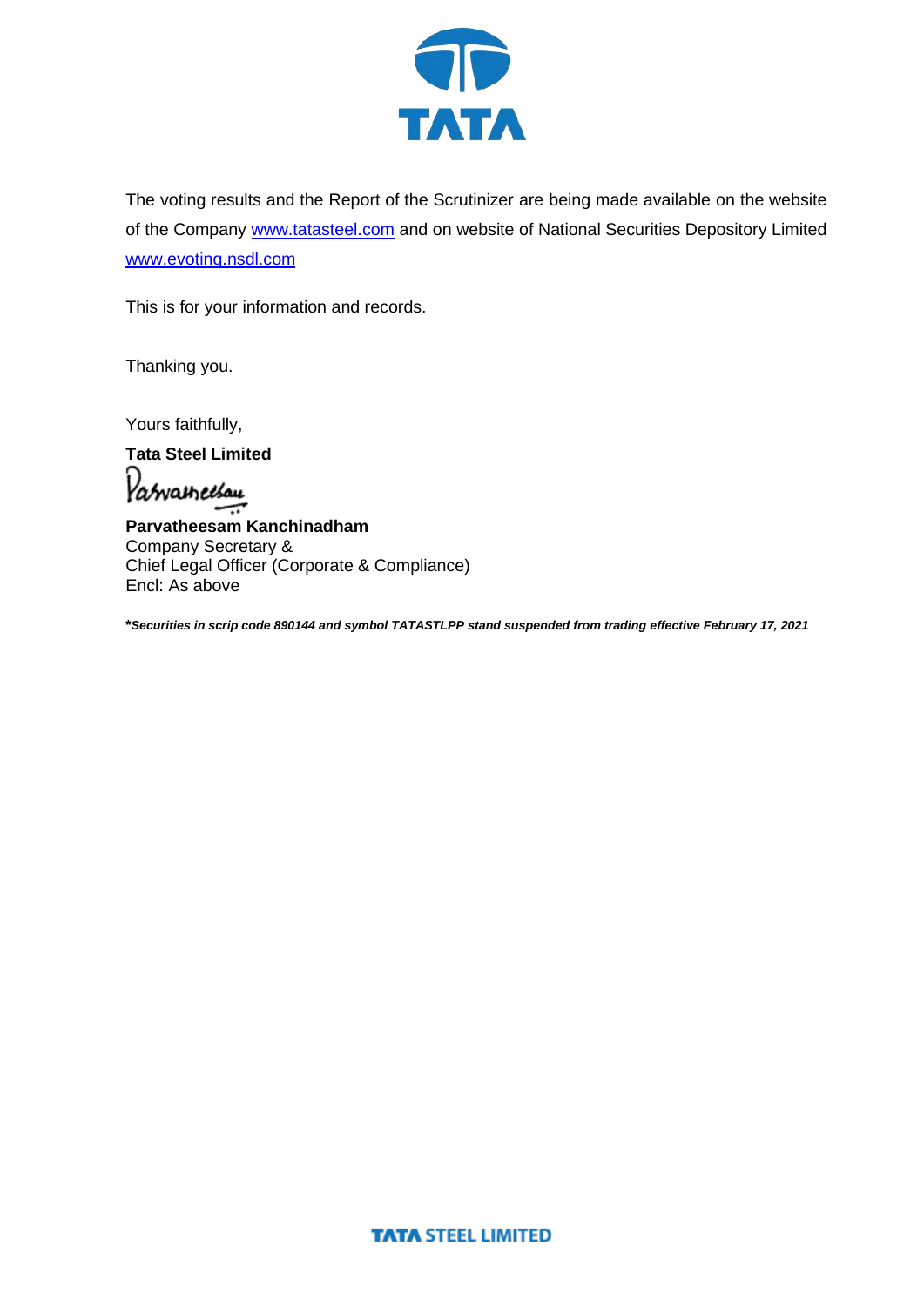The voting results and the Report of the Scrutinizer are being made available on the website of the Company www.tatasteel.com and on website of National Securities Depository Limited www.evoting.nsdl.com

This is for your information and records.

Thanking you.

Yours faithfully,

**Tata Steel Limited**

**Parvatheesam Kanchinadham**
Company Secretary &
Chief Legal Officer (Corporate & Compliance)
Encl: As above

***Securities in scrip code 890144 and symbol TATASTLPP stand suspended from trading effective February 17, 2021***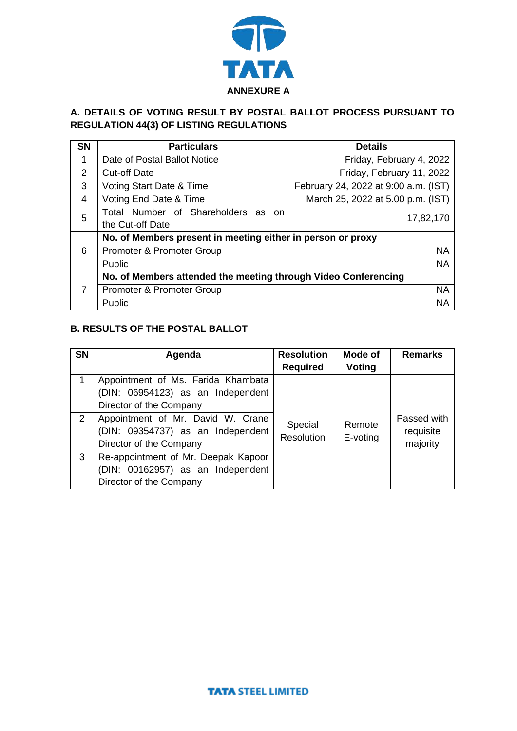# ANNEXURE A

## A. DETAILS OF VOTING RESULT BY POSTAL BALLOT PROCESS PURSUANT TO REGULATION 44(3) OF LISTING REGULATIONS

| SN | Particulars | Details |
|---|---|---|
| 1 | Date of Postal Ballot Notice | Friday, February 4, 2022 |
| 2 | Cut-off Date | Friday, February 11, 2022 |
| 3 | Voting Start Date & Time | February 24, 2022 at 9:00 a.m. (IST) |
| 4 | Voting End Date & Time | March 25, 2022 at 5.00 p.m. (IST) |
| 5 | Total Number of Shareholders as on the Cut-off Date | 17,82,170 |
| 6 | **No. of Members present in meeting either in person or proxy** | |
| | Promoter & Promoter Group | NA |
| | Public | NA |
| 7 | **No. of Members attended the meeting through Video Conferencing** | |
| | Promoter & Promoter Group | NA |
| | Public | NA |

## B. RESULTS OF THE POSTAL BALLOT

| SN | Agenda | Resolution Required | Mode of Voting | Remarks |
|---|---|---|---|---|
| 1 | Appointment of Ms. Farida Khambata (DIN: 06954123) as an Independent Director of the Company | Special Resolution | Remote E-voting | Passed with requisite majority |
| 2 | Appointment of Mr. David W. Crane (DIN: 09354737) as an Independent Director of the Company | | | |
| 3 | Re-appointment of Mr. Deepak Kapoor (DIN: 00162957) as an Independent Director of the Company | | | |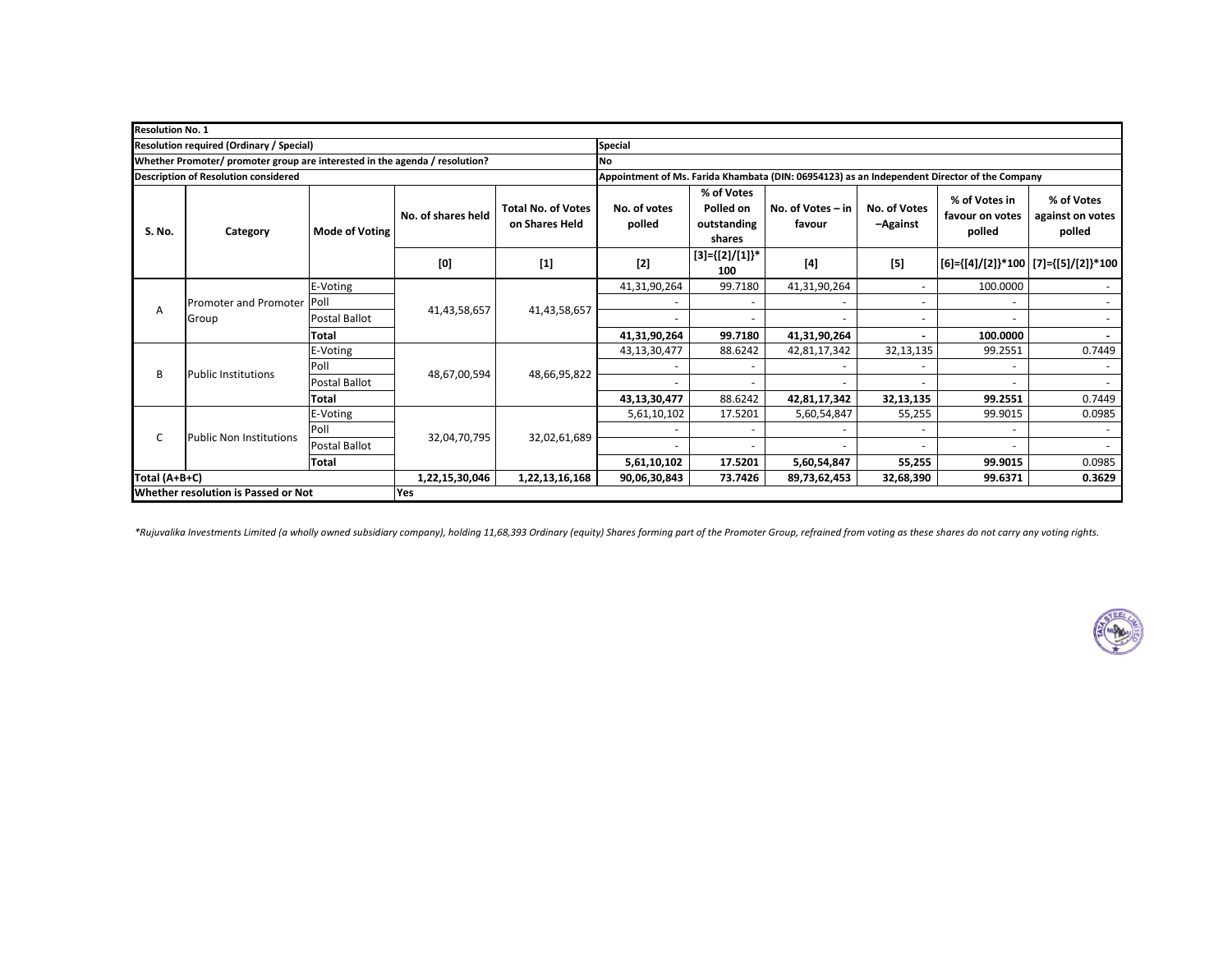| Resolution No. 1 | | | | | | | | | | |
|---|---|---|---|---|---|---|---|---|---|---|
| Resolution required (Ordinary / Special) | | | | | Special | | | | | |
| Whether Promoter/ promoter group are interested in the agenda / resolution? | | | | | No | | | | | |
| Description of Resolution considered | | | | | Appointment of Ms. Farida Khambata (DIN: 06954123) as an Independent Director of the Company | | | | | |
| S. No. | Category | Mode of Voting | No. of shares held | Total No. of Votes on Shares Held | No. of votes polled | % of Votes Polled on outstanding shares | No. of Votes – in favour | No. of Votes –Against | % of Votes in favour on votes polled | % of Votes against on votes polled |
| | | | [0] | [1] | [2] | [3]={[2]/[1]}*100 | [4] | [5] | [6]={[4]/[2]}*100 | [7]={[5]/[2]}*100 |
| A | Promoter and Promoter Group | E-Voting | 41,43,58,657 | 41,43,58,657 | 41,31,90,264 | 99.7180 | 41,31,90,264 | - | 100.0000 | - |
| | | Poll | | | - | - | - | - | - | - |
| | | Postal Ballot | | | - | - | - | - | - | - |
| | | **Total** | | | **41,31,90,264** | **99.7180** | **41,31,90,264** | **-** | **100.0000** | **-** |
| B | Public Institutions | E-Voting | 48,67,00,594 | 48,66,95,822 | 43,13,30,477 | 88.6242 | 42,81,17,342 | 32,13,135 | 99.2551 | 0.7449 |
| | | Poll | | | - | - | - | - | - | - |
| | | Postal Ballot | | | - | - | - | - | - | - |
| | | **Total** | | | **43,13,30,477** | 88.6242 | **42,81,17,342** | **32,13,135** | **99.2551** | 0.7449 |
| C | Public Non Institutions | E-Voting | 32,04,70,795 | 32,02,61,689 | 5,61,10,102 | 17.5201 | 5,60,54,847 | 55,255 | 99.9015 | 0.0985 |
| | | Poll | | | - | - | - | - | - | - |
| | | Postal Ballot | | | - | - | - | - | - | - |
| | | **Total** | | | **5,61,10,102** | **17.5201** | **5,60,54,847** | **55,255** | **99.9015** | 0.0985 |
| **Total (A+B+C)** | | | **1,22,15,30,046** | **1,22,13,16,168** | **90,06,30,843** | **73.7426** | **89,73,62,453** | **32,68,390** | **99.6371** | **0.3629** |
| **Whether resolution is Passed or Not** | | | **Yes** | | | | | | | |

*\*Rujuvalika Investments Limited (a wholly owned subsidiary company), holding 11,68,393 Ordinary (equity) Shares forming part of the Promoter Group, refrained from voting as these shares do not carry any voting rights.*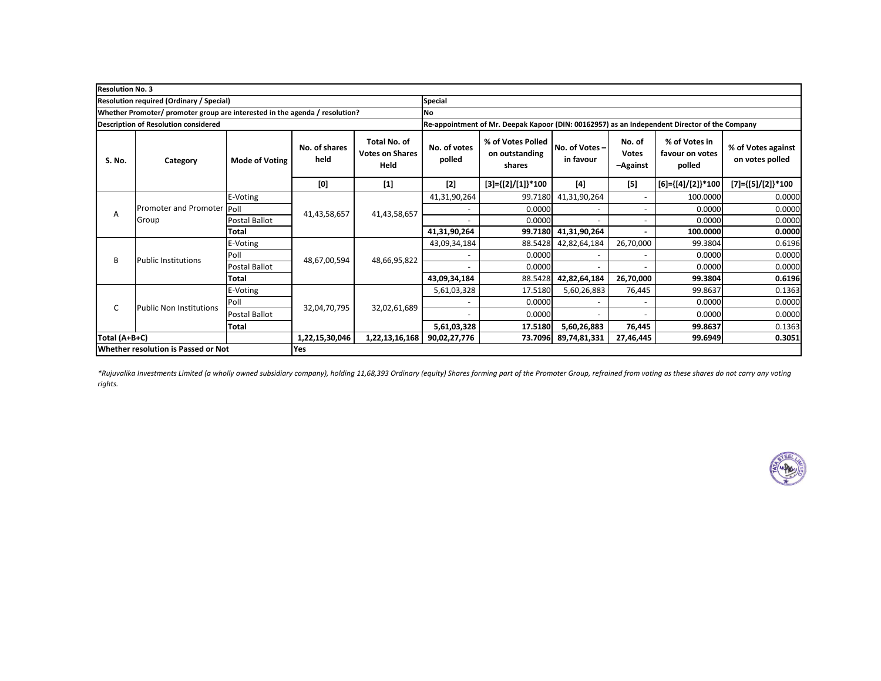| | | | | | | | | | | |
|---|---|---|---|---|---|---|---|---|---|---|
| **Resolution No. 3** | | | | | | | | | | |
| **Resolution required (Ordinary / Special)** | | | | | **Special** | | | | | |
| **Whether Promoter/ promoter group are interested in the agenda / resolution?** | | | | | **No** | | | | | |
| **Description of Resolution considered** | | | | | **Re-appointment of Mr. Deepak Kapoor (DIN: 00162957) as an Independent Director of the Company** | | | | | |
| **S. No.** | **Category** | **Mode of Voting** | **No. of shares held** | **Total No. of Votes on Shares Held** | **No. of votes polled** | **% of Votes Polled on outstanding shares** | **No. of Votes – in favour** | **No. of Votes –Against** | **% of Votes in favour on votes polled** | **% of Votes against on votes polled** |
| | | | **[0]** | **[1]** | **[2]** | **[3]={[2]/[1]}*100** | **[4]** | **[5]** | **[6]={[4]/[2]}*100** | **[7]={[5]/[2]}*100** |
| A | Promoter and Promoter Group | E-Voting | 41,43,58,657 | 41,43,58,657 | 41,31,90,264 | 99.7180 | 41,31,90,264 | - | 100.0000 | 0.0000 |
| | | Poll | | | - | 0.0000 | - | - | 0.0000 | 0.0000 |
| | | Postal Ballot | | | - | 0.0000 | - | - | 0.0000 | 0.0000 |
| | | **Total** | | | **41,31,90,264** | **99.7180** | **41,31,90,264** | **-** | **100.0000** | **0.0000** |
| B | Public Institutions | E-Voting | 48,67,00,594 | 48,66,95,822 | 43,09,34,184 | 88.5428 | 42,82,64,184 | 26,70,000 | 99.3804 | 0.6196 |
| | | Poll | | | - | 0.0000 | - | - | 0.0000 | 0.0000 |
| | | Postal Ballot | | | - | 0.0000 | - | - | 0.0000 | 0.0000 |
| | | **Total** | | | **43,09,34,184** | 88.5428 | **42,82,64,184** | **26,70,000** | **99.3804** | **0.6196** |
| C | Public Non Institutions | E-Voting | 32,04,70,795 | 32,02,61,689 | 5,61,03,328 | 17.5180 | 5,60,26,883 | 76,445 | 99.8637 | 0.1363 |
| | | Poll | | | - | 0.0000 | - | - | 0.0000 | 0.0000 |
| | | Postal Ballot | | | - | 0.0000 | - | - | 0.0000 | 0.0000 |
| | | **Total** | | | **5,61,03,328** | **17.5180** | **5,60,26,883** | **76,445** | **99.8637** | 0.1363 |
| **Total (A+B+C)** | | | **1,22,15,30,046** | **1,22,13,16,168** | **90,02,27,776** | **73.7096** | **89,74,81,331** | **27,46,445** | **99.6949** | **0.3051** |
| **Whether resolution is Passed or Not** | | | **Yes** | | | | | | | |

*\*Rujuvalika Investments Limited (a wholly owned subsidiary company), holding 11,68,393 Ordinary (equity) Shares forming part of the Promoter Group, refrained from voting as these shares do not carry any voting rights.*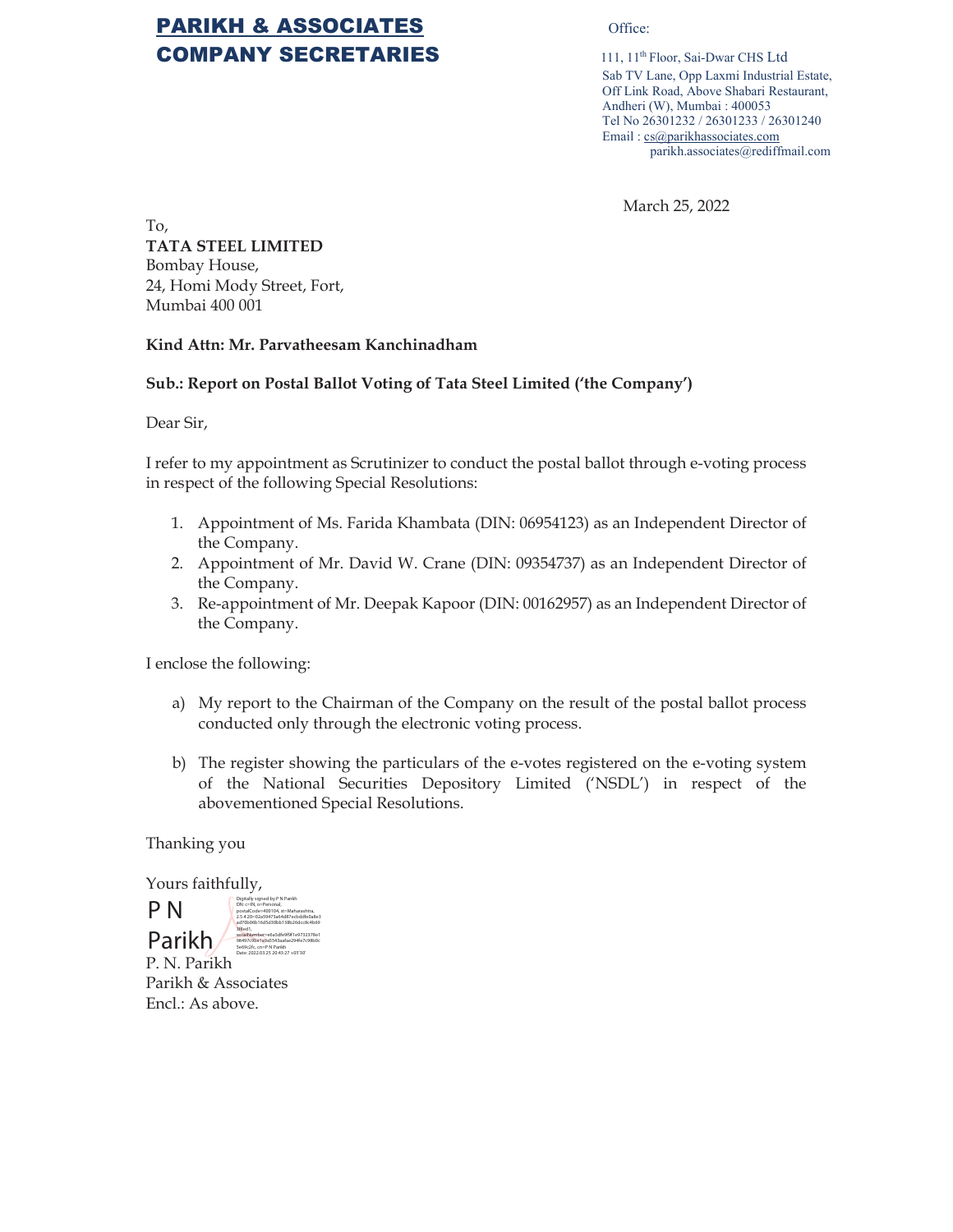# PARIKH & ASSOCIATES
# COMPANY SECRETARIES

Office:

111, 11th Floor, Sai-Dwar CHS Ltd
Sab TV Lane, Opp Laxmi Industrial Estate,
Off Link Road, Above Shabari Restaurant,
Andheri (W), Mumbai : 400053
Tel No 26301232 / 26301233 / 26301240
Email : cs@parikhassociates.com
parikh.associates@rediffmail.com

March 25, 2022

To,
**TATA STEEL LIMITED**
Bombay House,
24, Homi Mody Street, Fort,
Mumbai 400 001

**Kind Attn: Mr. Parvatheesam Kanchinadham**

**Sub.: Report on Postal Ballot Voting of Tata Steel Limited ('the Company')**

Dear Sir,

I refer to my appointment as Scrutinizer to conduct the postal ballot through e-voting process in respect of the following Special Resolutions:

1. Appointment of Ms. Farida Khambata (DIN: 06954123) as an Independent Director of the Company.
2. Appointment of Mr. David W. Crane (DIN: 09354737) as an Independent Director of the Company.
3. Re-appointment of Mr. Deepak Kapoor (DIN: 00162957) as an Independent Director of the Company.

I enclose the following:

a) My report to the Chairman of the Company on the result of the postal ballot process conducted only through the electronic voting process.

b) The register showing the particulars of the e-votes registered on the e-voting system of the National Securities Depository Limited ('NSDL') in respect of the abovementioned Special Resolutions.

Thanking you

Yours faithfully,

P N Parikh

P. N. Parikh
Parikh & Associates
Encl.: As above.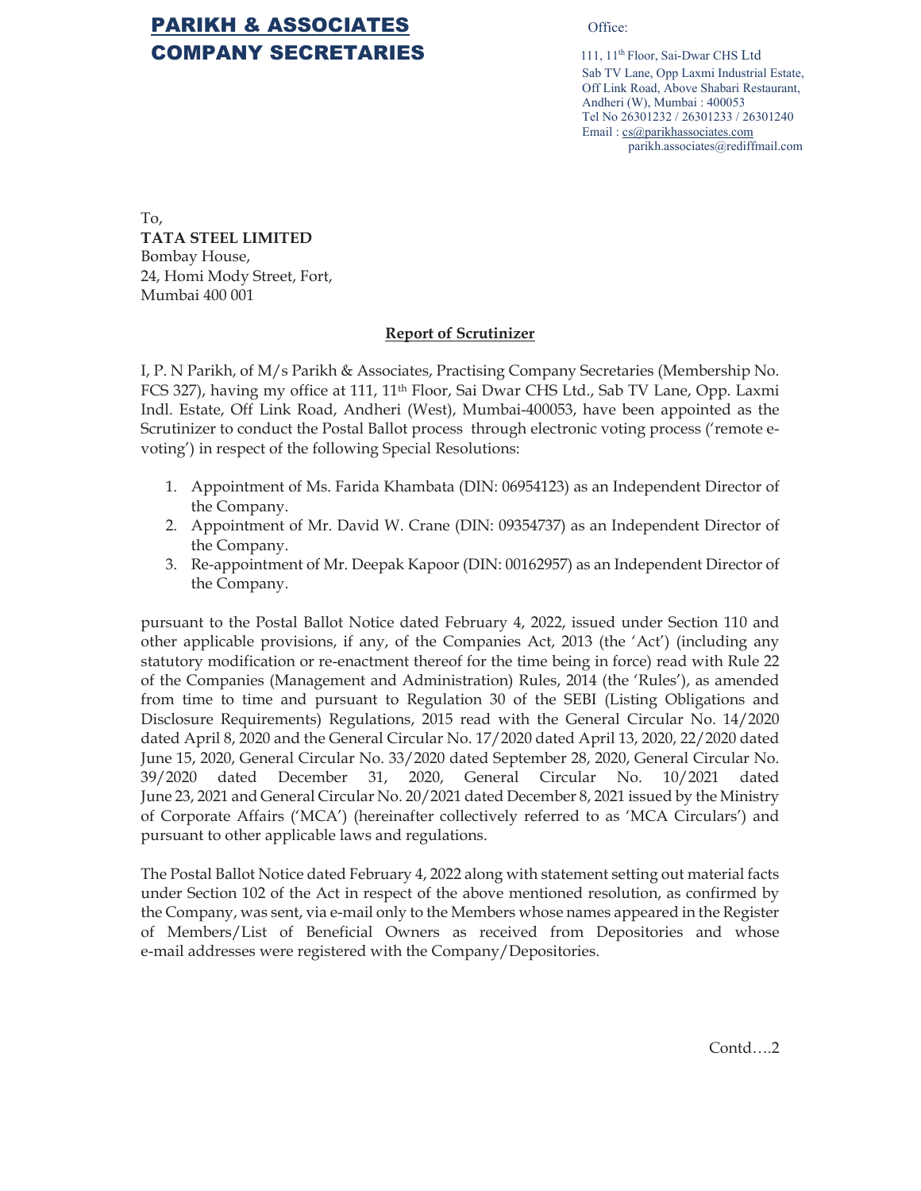# PARIKH & ASSOCIATES
# COMPANY SECRETARIES

Office:

111, 11th Floor, Sai-Dwar CHS Ltd
Sab TV Lane, Opp Laxmi Industrial Estate,
Off Link Road, Above Shabari Restaurant,
Andheri (W), Mumbai : 400053
Tel No 26301232 / 26301233 / 26301240
Email : cs@parikhassociates.com
parikh.associates@rediffmail.com

To,
**TATA STEEL LIMITED**
Bombay House,
24, Homi Mody Street, Fort,
Mumbai 400 001

## Report of Scrutinizer

I, P. N Parikh, of M/s Parikh & Associates, Practising Company Secretaries (Membership No. FCS 327), having my office at 111, 11th Floor, Sai Dwar CHS Ltd., Sab TV Lane, Opp. Laxmi Indl. Estate, Off Link Road, Andheri (West), Mumbai-400053, have been appointed as the Scrutinizer to conduct the Postal Ballot process through electronic voting process ('remote e-voting') in respect of the following Special Resolutions:

1. Appointment of Ms. Farida Khambata (DIN: 06954123) as an Independent Director of the Company.
2. Appointment of Mr. David W. Crane (DIN: 09354737) as an Independent Director of the Company.
3. Re-appointment of Mr. Deepak Kapoor (DIN: 00162957) as an Independent Director of the Company.

pursuant to the Postal Ballot Notice dated February 4, 2022, issued under Section 110 and other applicable provisions, if any, of the Companies Act, 2013 (the 'Act') (including any statutory modification or re-enactment thereof for the time being in force) read with Rule 22 of the Companies (Management and Administration) Rules, 2014 (the 'Rules'), as amended from time to time and pursuant to Regulation 30 of the SEBI (Listing Obligations and Disclosure Requirements) Regulations, 2015 read with the General Circular No. 14/2020 dated April 8, 2020 and the General Circular No. 17/2020 dated April 13, 2020, 22/2020 dated June 15, 2020, General Circular No. 33/2020 dated September 28, 2020, General Circular No. 39/2020 dated December 31, 2020, General Circular No. 10/2021 dated June 23, 2021 and General Circular No. 20/2021 dated December 8, 2021 issued by the Ministry of Corporate Affairs ('MCA') (hereinafter collectively referred to as 'MCA Circulars') and pursuant to other applicable laws and regulations.

The Postal Ballot Notice dated February 4, 2022 along with statement setting out material facts under Section 102 of the Act in respect of the above mentioned resolution, as confirmed by the Company, was sent, via e-mail only to the Members whose names appeared in the Register of Members/List of Beneficial Owners as received from Depositories and whose e-mail addresses were registered with the Company/Depositories.

Contd….2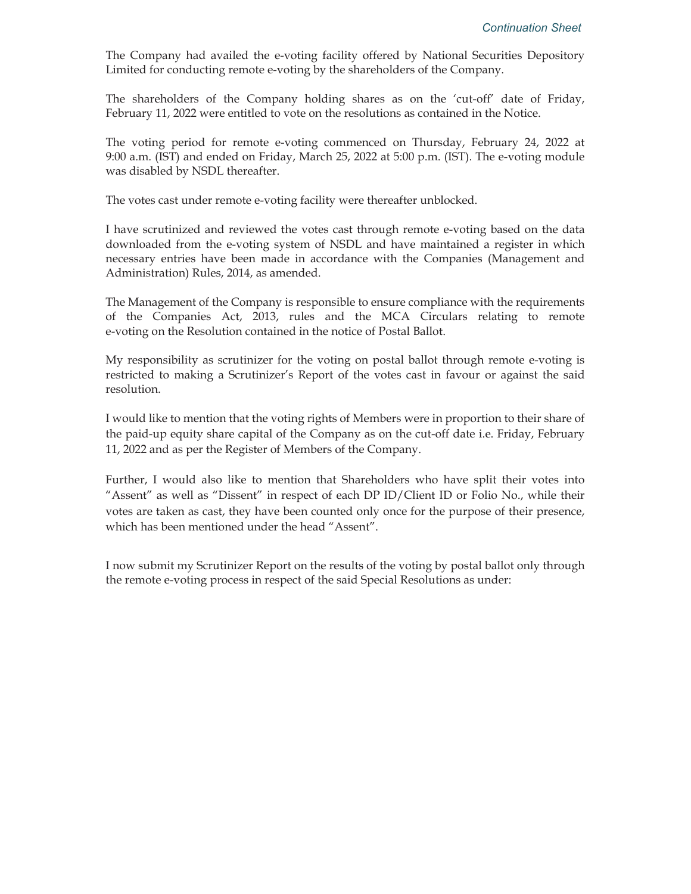The Company had availed the e-voting facility offered by National Securities Depository Limited for conducting remote e-voting by the shareholders of the Company.

The shareholders of the Company holding shares as on the 'cut-off' date of Friday, February 11, 2022 were entitled to vote on the resolutions as contained in the Notice.

The voting period for remote e-voting commenced on Thursday, February 24, 2022 at 9:00 a.m. (IST) and ended on Friday, March 25, 2022 at 5:00 p.m. (IST). The e-voting module was disabled by NSDL thereafter.

The votes cast under remote e-voting facility were thereafter unblocked.

I have scrutinized and reviewed the votes cast through remote e-voting based on the data downloaded from the e-voting system of NSDL and have maintained a register in which necessary entries have been made in accordance with the Companies (Management and Administration) Rules, 2014, as amended.

The Management of the Company is responsible to ensure compliance with the requirements of the Companies Act, 2013, rules and the MCA Circulars relating to remote e-voting on the Resolution contained in the notice of Postal Ballot.

My responsibility as scrutinizer for the voting on postal ballot through remote e-voting is restricted to making a Scrutinizer's Report of the votes cast in favour or against the said resolution.

I would like to mention that the voting rights of Members were in proportion to their share of the paid-up equity share capital of the Company as on the cut-off date i.e. Friday, February 11, 2022 and as per the Register of Members of the Company.

Further, I would also like to mention that Shareholders who have split their votes into "Assent" as well as "Dissent" in respect of each DP ID/Client ID or Folio No., while their votes are taken as cast, they have been counted only once for the purpose of their presence, which has been mentioned under the head "Assent".

I now submit my Scrutinizer Report on the results of the voting by postal ballot only through the remote e-voting process in respect of the said Special Resolutions as under: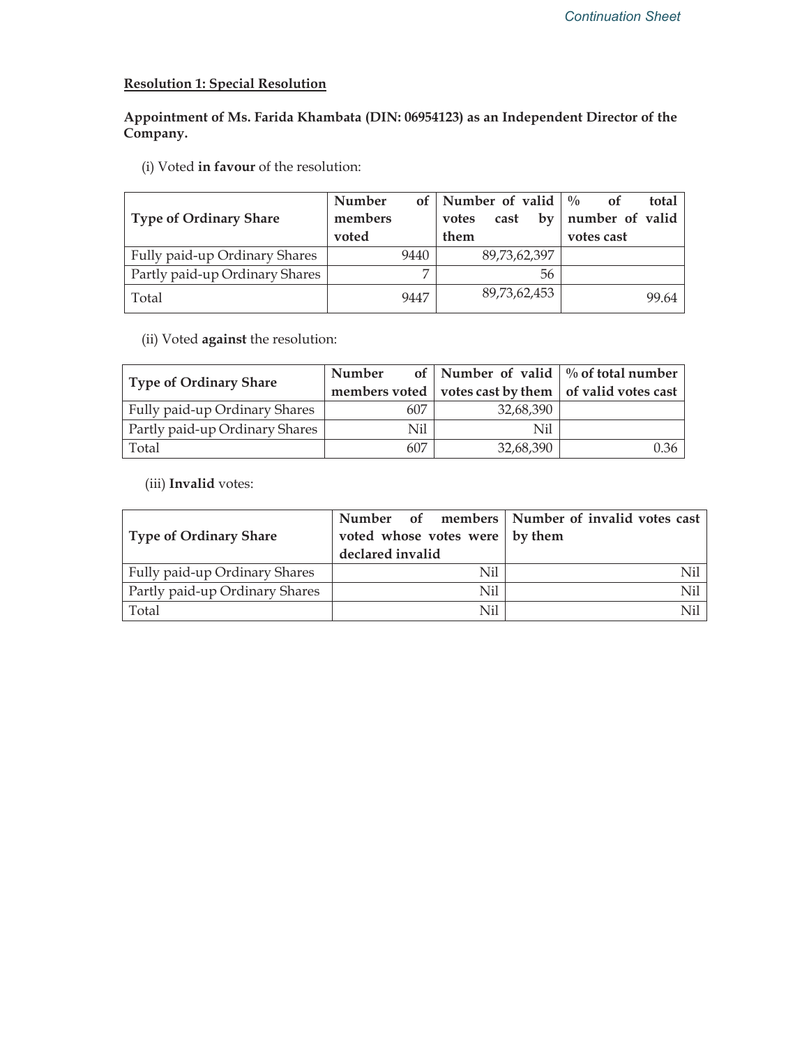**Resolution 1: Special Resolution**

**Appointment of Ms. Farida Khambata (DIN: 06954123) as an Independent Director of the Company.**

(i) Voted **in favour** of the resolution:

| Type of Ordinary Share | Number of members voted | Number of valid votes cast by them | % of total number of valid votes cast |
|---|---|---|---|
| Fully paid-up Ordinary Shares | 9440 | 89,73,62,397 | |
| Partly paid-up Ordinary Shares | 7 | 56 | |
| Total | 9447 | 89,73,62,453 | 99.64 |

(ii) Voted **against** the resolution:

| Type of Ordinary Share | Number of members voted | Number of valid votes cast by them | % of total number of valid votes cast |
|---|---|---|---|
| Fully paid-up Ordinary Shares | 607 | 32,68,390 | |
| Partly paid-up Ordinary Shares | Nil | Nil | |
| Total | 607 | 32,68,390 | 0.36 |

(iii) **Invalid** votes:

| Type of Ordinary Share | Number of members voted whose votes were declared invalid | Number of invalid votes cast by them |
|---|---|---|
| Fully paid-up Ordinary Shares | Nil | Nil |
| Partly paid-up Ordinary Shares | Nil | Nil |
| Total | Nil | Nil |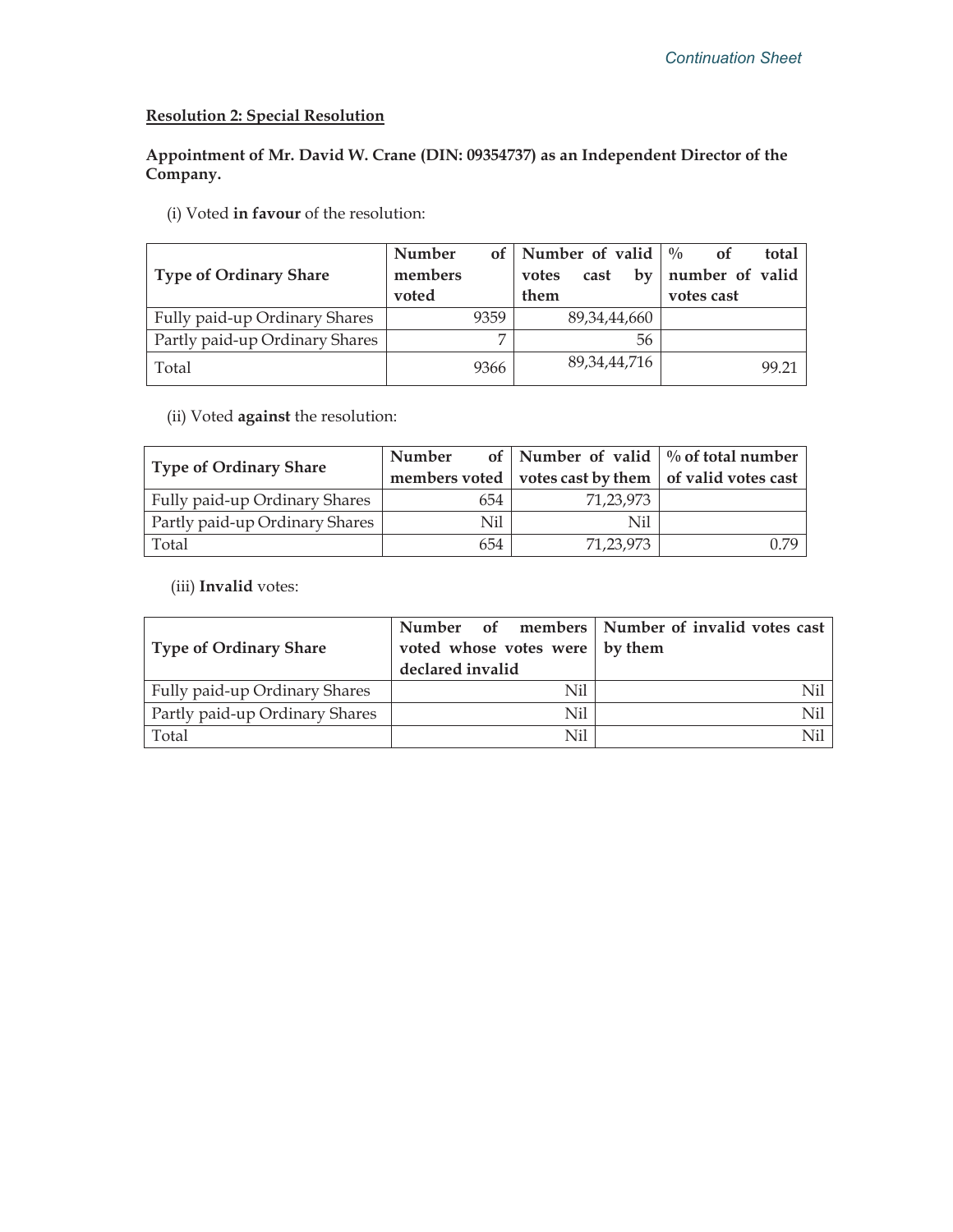*Continuation Sheet*

**Resolution 2: Special Resolution**

**Appointment of Mr. David W. Crane (DIN: 09354737) as an Independent Director of the Company.**

(i) Voted **in favour** of the resolution:

| Type of Ordinary Share | Number of members voted | Number of valid votes cast by them | % of total number of valid votes cast |
|---|---|---|---|
| Fully paid-up Ordinary Shares | 9359 | 89,34,44,660 | |
| Partly paid-up Ordinary Shares | 7 | 56 | |
| Total | 9366 | 89,34,44,716 | 99.21 |

(ii) Voted **against** the resolution:

| Type of Ordinary Share | Number of members voted | Number of valid votes cast by them | % of total number of valid votes cast |
|---|---|---|---|
| Fully paid-up Ordinary Shares | 654 | 71,23,973 | |
| Partly paid-up Ordinary Shares | Nil | Nil | |
| Total | 654 | 71,23,973 | 0.79 |

(iii) **Invalid** votes:

| Type of Ordinary Share | Number of members voted whose votes were declared invalid | Number of invalid votes cast by them |
|---|---|---|
| Fully paid-up Ordinary Shares | Nil | Nil |
| Partly paid-up Ordinary Shares | Nil | Nil |
| Total | Nil | Nil |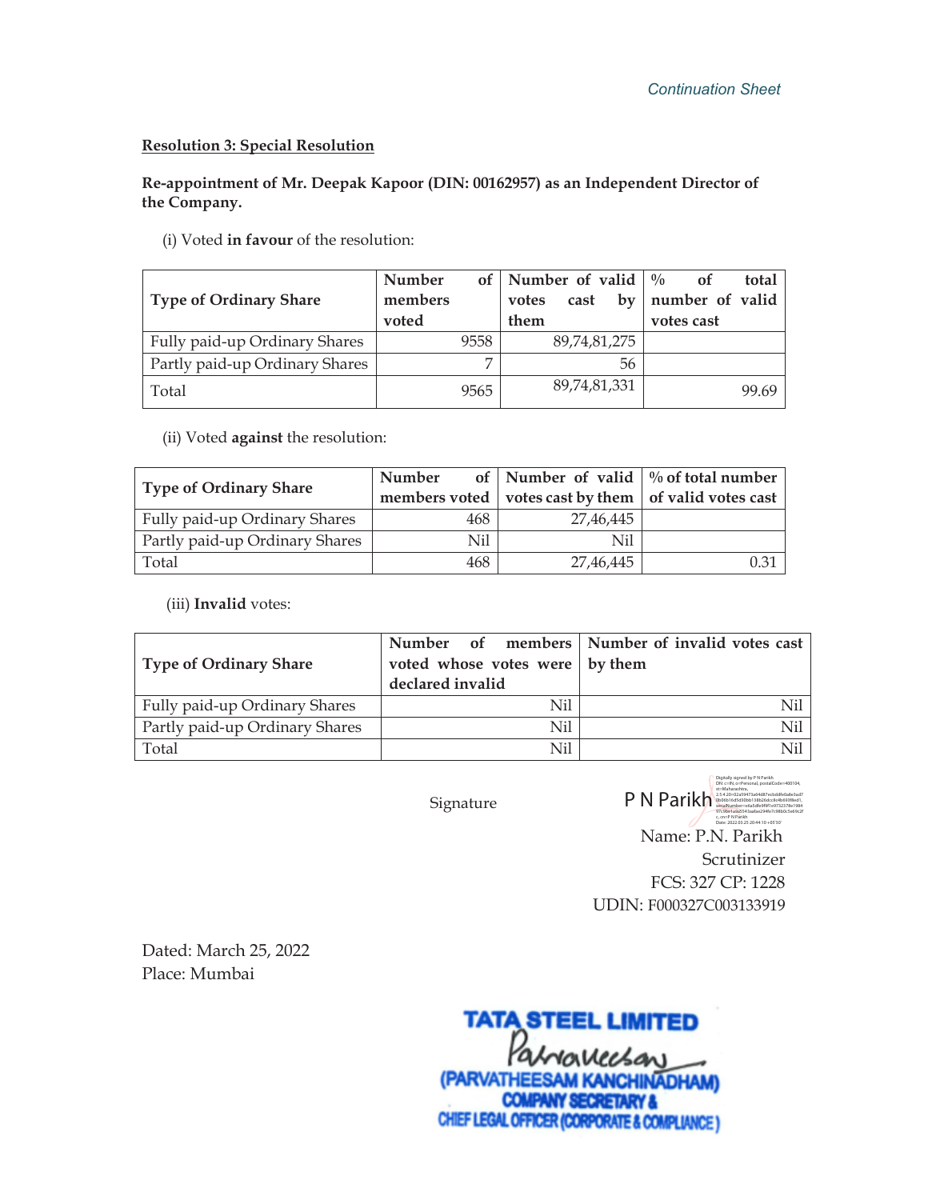*Continuation Sheet*

**Resolution 3: Special Resolution**

**Re-appointment of Mr. Deepak Kapoor (DIN: 00162957) as an Independent Director of the Company.**

(i) Voted **in favour** of the resolution:

| Type of Ordinary Share | Number of members voted | Number of valid votes cast by them | % of total number of valid votes cast |
|---|---|---|---|
| Fully paid-up Ordinary Shares | 9558 | 89,74,81,275 | |
| Partly paid-up Ordinary Shares | 7 | 56 | |
| Total | 9565 | 89,74,81,331 | 99.69 |

(ii) Voted **against** the resolution:

| Type of Ordinary Share | Number of members voted | Number of valid votes cast by them | % of total number of valid votes cast |
|---|---|---|---|
| Fully paid-up Ordinary Shares | 468 | 27,46,445 | |
| Partly paid-up Ordinary Shares | Nil | Nil | |
| Total | 468 | 27,46,445 | 0.31 |

(iii) **Invalid** votes:

| Type of Ordinary Share | Number of members voted whose votes were declared invalid | Number of invalid votes cast by them |
|---|---|---|
| Fully paid-up Ordinary Shares | Nil | Nil |
| Partly paid-up Ordinary Shares | Nil | Nil |
| Total | Nil | Nil |

Signature P N Parikh

Digitally signed by P N Parikh
Date: 2022.03.25 20:44:10 +05'30'

Name: P.N. Parikh
Scrutinizer
FCS: 327 CP: 1228
UDIN: F000327C003133919

Dated: March 25, 2022
Place: Mumbai

**TATA STEEL LIMITED**
(PARVATHEESAM KANCHINADHAM)
COMPANY SECRETARY &
CHIEF LEGAL OFFICER (CORPORATE & COMPLIANCE)